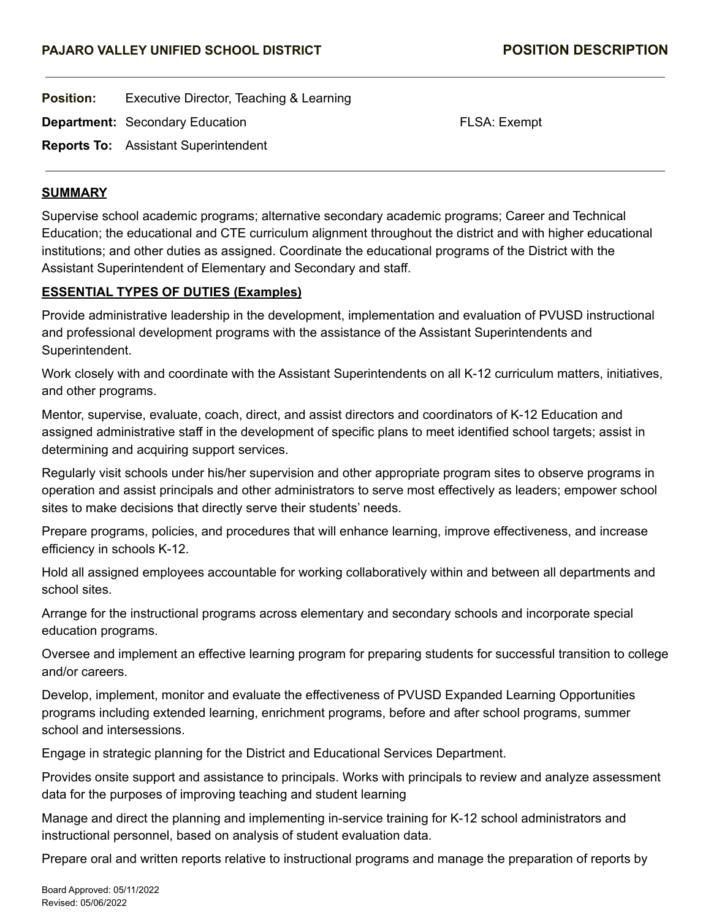**PAJARO VALLEY UNIFIED SCHOOL DISTRICT** **POSITION DESCRIPTION**

---

**Position:** Executive Director, Teaching & Learning

**Department:** Secondary Education FLSA: Exempt

**Reports To:** Assistant Superintendent

---

## SUMMARY

Supervise school academic programs; alternative secondary academic programs; Career and Technical Education; the educational and CTE curriculum alignment throughout the district and with higher educational institutions; and other duties as assigned. Coordinate the educational programs of the District with the Assistant Superintendent of Elementary and Secondary and staff.

## ESSENTIAL TYPES OF DUTIES (Examples)

Provide administrative leadership in the development, implementation and evaluation of PVUSD instructional and professional development programs with the assistance of the Assistant Superintendents and Superintendent.

Work closely with and coordinate with the Assistant Superintendents on all K-12 curriculum matters, initiatives, and other programs.

Mentor, supervise, evaluate, coach, direct, and assist directors and coordinators of K-12 Education and assigned administrative staff in the development of specific plans to meet identified school targets; assist in determining and acquiring support services.

Regularly visit schools under his/her supervision and other appropriate program sites to observe programs in operation and assist principals and other administrators to serve most effectively as leaders; empower school sites to make decisions that directly serve their students' needs.

Prepare programs, policies, and procedures that will enhance learning, improve effectiveness, and increase efficiency in schools K-12.

Hold all assigned employees accountable for working collaboratively within and between all departments and school sites.

Arrange for the instructional programs across elementary and secondary schools and incorporate special education programs.

Oversee and implement an effective learning program for preparing students for successful transition to college and/or careers.

Develop, implement, monitor and evaluate the effectiveness of PVUSD Expanded Learning Opportunities programs including extended learning, enrichment programs, before and after school programs, summer school and intersessions.

Engage in strategic planning for the District and Educational Services Department.

Provides onsite support and assistance to principals. Works with principals to review and analyze assessment data for the purposes of improving teaching and student learning

Manage and direct the planning and implementing in-service training for K-12 school administrators and instructional personnel, based on analysis of student evaluation data.

Prepare oral and written reports relative to instructional programs and manage the preparation of reports by

Board Approved: 05/11/2022
Revised: 05/06/2022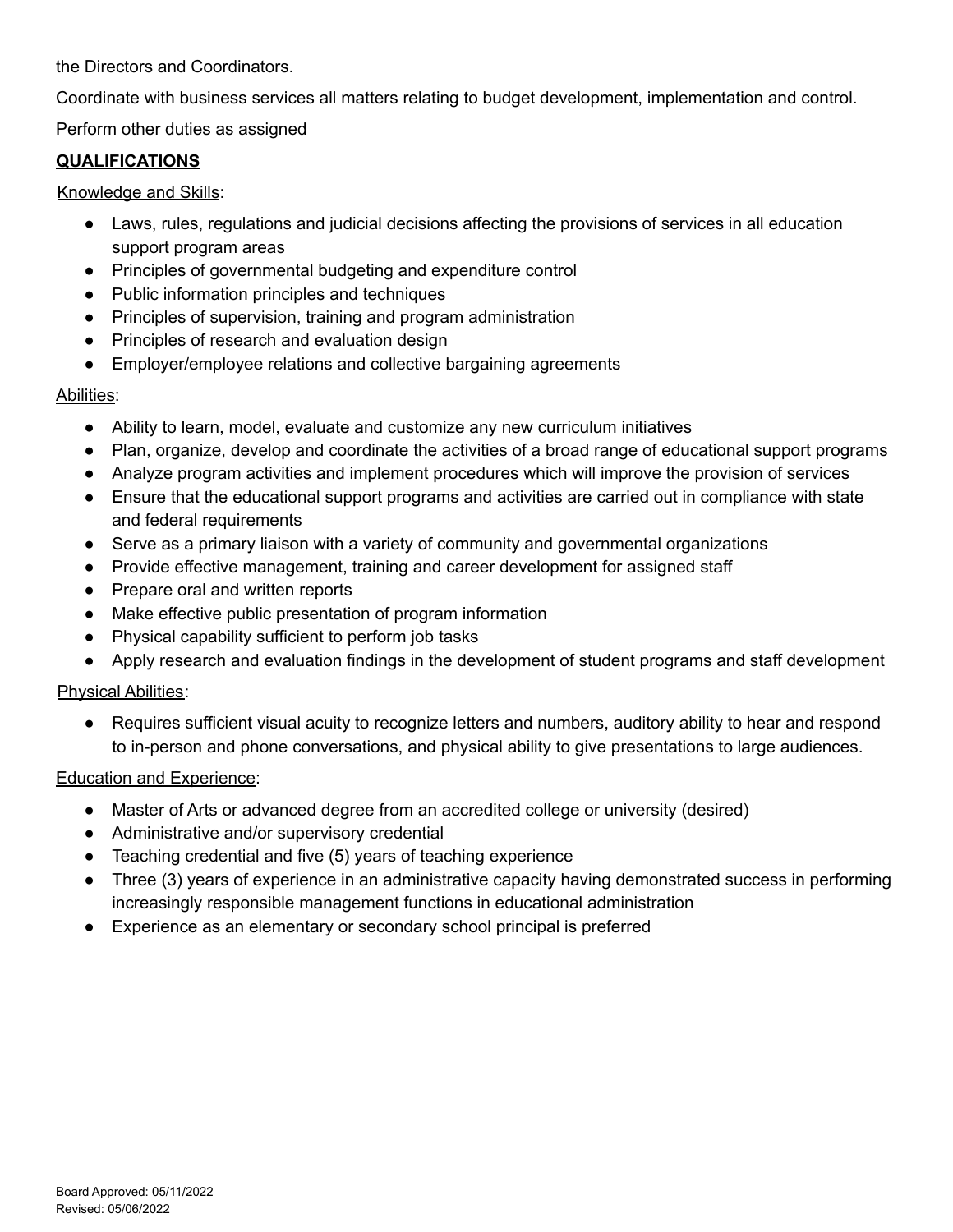the Directors and Coordinators.

Coordinate with business services all matters relating to budget development, implementation and control.

Perform other duties as assigned

## **QUALIFICATIONS**

Knowledge and Skills:

- Laws, rules, regulations and judicial decisions affecting the provisions of services in all education support program areas
- Principles of governmental budgeting and expenditure control
- Public information principles and techniques
- Principles of supervision, training and program administration
- Principles of research and evaluation design
- Employer/employee relations and collective bargaining agreements

Abilities:

- Ability to learn, model, evaluate and customize any new curriculum initiatives
- Plan, organize, develop and coordinate the activities of a broad range of educational support programs
- Analyze program activities and implement procedures which will improve the provision of services
- Ensure that the educational support programs and activities are carried out in compliance with state and federal requirements
- Serve as a primary liaison with a variety of community and governmental organizations
- Provide effective management, training and career development for assigned staff
- Prepare oral and written reports
- Make effective public presentation of program information
- Physical capability sufficient to perform job tasks
- Apply research and evaluation findings in the development of student programs and staff development

Physical Abilities:

- Requires sufficient visual acuity to recognize letters and numbers, auditory ability to hear and respond to in-person and phone conversations, and physical ability to give presentations to large audiences.

Education and Experience:

- Master of Arts or advanced degree from an accredited college or university (desired)
- Administrative and/or supervisory credential
- Teaching credential and five (5) years of teaching experience
- Three (3) years of experience in an administrative capacity having demonstrated success in performing increasingly responsible management functions in educational administration
- Experience as an elementary or secondary school principal is preferred

Board Approved: 05/11/2022
Revised: 05/06/2022